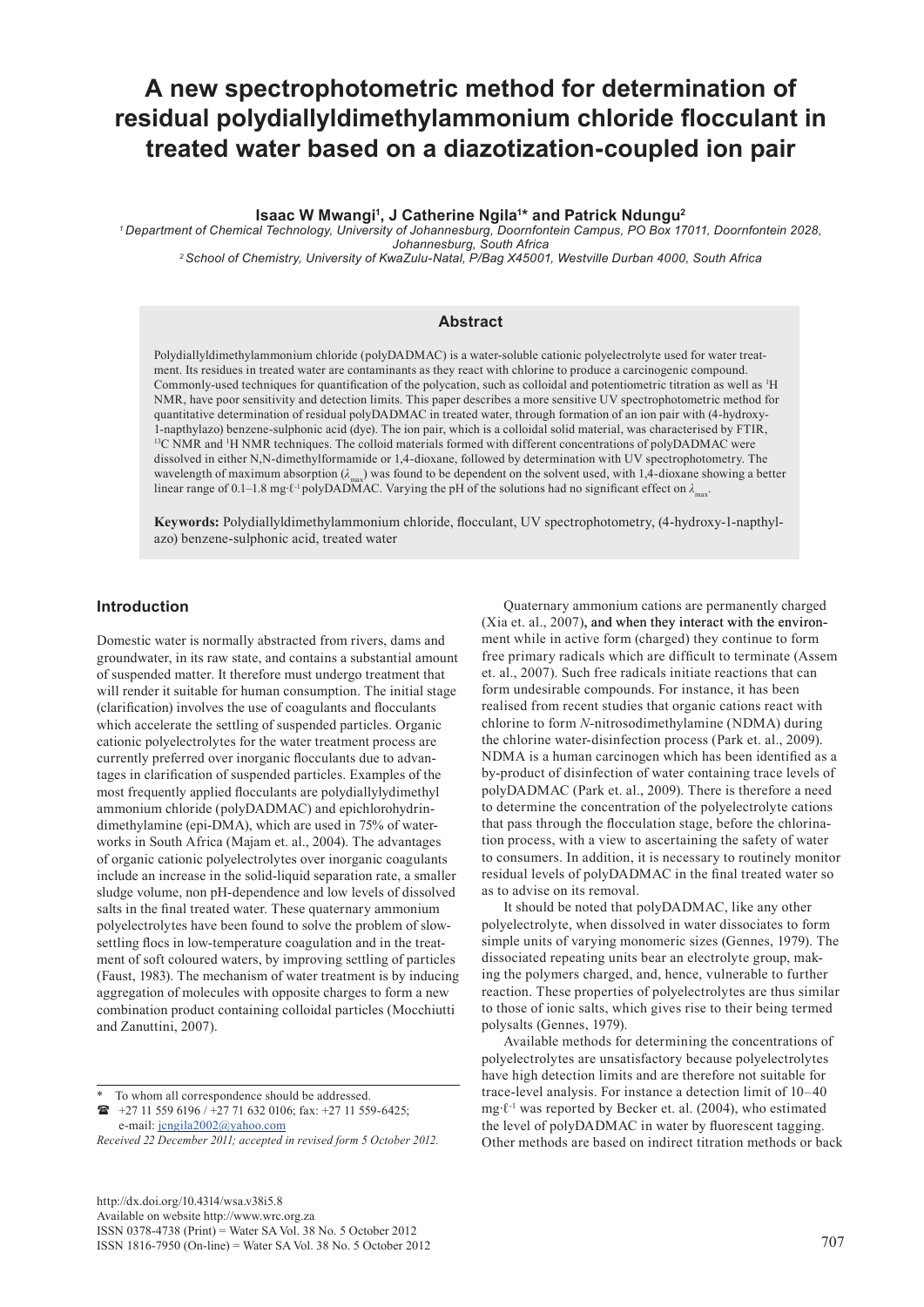# A new spectrophotometric method for determination of residual polydiallyldimethylammonium chloride flocculant in treated water based on a diazotization-coupled ion pair

**Isaac W Mwangi[1], J Catherine Ngila[1]* and Patrick Ndungu[2]**

*[1] Department of Chemical Technology, University of Johannesburg, Doornfontein Campus, PO Box 17011, Doornfontein 2028, Johannesburg, South Africa*

*[2] School of Chemistry, University of KwaZulu-Natal, P/Bag X45001, Westville Durban 4000, South Africa*

## Abstract

Polydiallyldimethylammonium chloride (polyDADMAC) is a water-soluble cationic polyelectrolyte used for water treatment. Its residues in treated water are contaminants as they react with chlorine to produce a carcinogenic compound. Commonly-used techniques for quantification of the polycation, such as colloidal and potentiometric titration as well as $^{1}H$ NMR, have poor sensitivity and detection limits. This paper describes a more sensitive UV spectrophotometric method for quantitative determination of residual polyDADMAC in treated water, through formation of an ion pair with (4-hydroxy-1-napthylazo) benzene-sulphonic acid (dye). The ion pair, which is a colloidal solid material, was characterised by FTIR, $^{13}C$ NMR and $^{1}H$ NMR techniques. The colloid materials formed with different concentrations of polyDADMAC were dissolved in either N,N-dimethylformamide or 1,4-dioxane, followed by determination with UV spectrophotometry. The wavelength of maximum absorption ($\lambda_{max}$) was found to be dependent on the solvent used, with 1,4-dioxane showing a better linear range of 0.1–1.8 mg·ℓ$^{-1}$ polyDADMAC. Varying the pH of the solutions had no significant effect on $\lambda_{max}$.

**Keywords:** Polydiallyldimethylammonium chloride, flocculant, UV spectrophotometry, (4-hydroxy-1-napthylazo) benzene-sulphonic acid, treated water

## Introduction

Domestic water is normally abstracted from rivers, dams and groundwater, in its raw state, and contains a substantial amount of suspended matter. It therefore must undergo treatment that will render it suitable for human consumption. The initial stage (clarification) involves the use of coagulants and flocculants which accelerate the settling of suspended particles. Organic cationic polyelectrolytes for the water treatment process are currently preferred over inorganic flocculants due to advantages in clarification of suspended particles. Examples of the most frequently applied flocculants are polydiallydimethyl ammonium chloride (polyDADMAC) and epichlorohydrin-dimethylamine (epi-DMA), which are used in 75% of waterworks in South Africa (Majam et. al., 2004). The advantages of organic cationic polyelectrolytes over inorganic coagulants include an increase in the solid-liquid separation rate, a smaller sludge volume, non pH-dependence and low levels of dissolved salts in the final treated water. These quaternary ammonium polyelectrolytes have been found to solve the problem of slow-settling flocs in low-temperature coagulation and in the treatment of soft coloured waters, by improving settling of particles (Faust, 1983). The mechanism of water treatment is by inducing aggregation of molecules with opposite charges to form a new combination product containing colloidal particles (Mocchiutti and Zanuttini, 2007).

Quaternary ammonium cations are permanently charged (Xia et. al., 2007), and when they interact with the environment while in active form (charged) they continue to form free primary radicals which are difficult to terminate (Assem et. al., 2007). Such free radicals initiate reactions that can form undesirable compounds. For instance, it has been realised from recent studies that organic cations react with chlorine to form *N*-nitrosodimethylamine (NDMA) during the chlorine water-disinfection process (Park et. al., 2009). NDMA is a human carcinogen which has been identified as a by-product of disinfection of water containing trace levels of polyDADMAC (Park et. al., 2009). There is therefore a need to determine the concentration of the polyelectrolyte cations that pass through the flocculation stage, before the chlorination process, with a view to ascertaining the safety of water to consumers. In addition, it is necessary to routinely monitor residual levels of polyDADMAC in the final treated water so as to advise on its removal.

It should be noted that polyDADMAC, like any other polyelectrolyte, when dissolved in water dissociates to form simple units of varying monomeric sizes (Gennes, 1979). The dissociated repeating units bear an electrolyte group, making the polymers charged, and, hence, vulnerable to further reaction. These properties of polyelectrolytes are thus similar to those of ionic salts, which gives rise to their being termed polysalts (Gennes, 1979).

Available methods for determining the concentrations of polyelectrolytes are unsatisfactory because polyelectrolytes have high detection limits and are therefore not suitable for trace-level analysis. For instance a detection limit of 10–40 mg·ℓ$^{-1}$ was reported by Becker et. al. (2004), who estimated the level of polyDADMAC in water by fluorescent tagging. Other methods are based on indirect titration methods or back

---

\* To whom all correspondence should be addressed.
☎ +27 11 559 6196 / +27 71 632 0106; fax: +27 11 559-6425; e-mail: jcngila2002@yahoo.com

*Received 22 December 2011; accepted in revised form 5 October 2012.*

http://dx.doi.org/10.4314/wsa.v38i5.8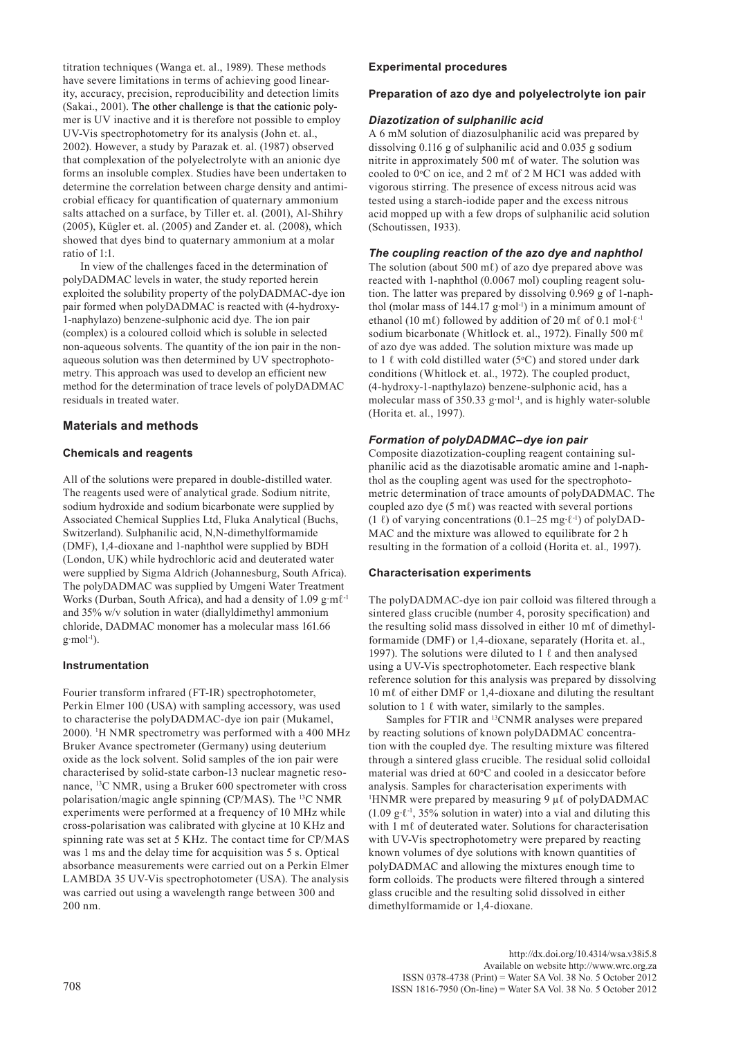titration techniques (Wanga et. al., 1989). These methods have severe limitations in terms of achieving good linearity, accuracy, precision, reproducibility and detection limits (Sakai., 2001). The other challenge is that the cationic polymer is UV inactive and it is therefore not possible to employ UV-Vis spectrophotometry for its analysis (John et. al., 2002). However, a study by Parazak et. al. (1987) observed that complexation of the polyelectrolyte with an anionic dye forms an insoluble complex. Studies have been undertaken to determine the correlation between charge density and antimicrobial efficacy for quantification of quaternary ammonium salts attached on a surface, by Tiller et. al. (2001), Al-Shihry (2005), Kügler et. al. (2005) and Zander et. al. (2008), which showed that dyes bind to quaternary ammonium at a molar ratio of 1:1.

In view of the challenges faced in the determination of polyDADMAC levels in water, the study reported herein exploited the solubility property of the polyDADMAC-dye ion pair formed when polyDADMAC is reacted with (4-hydroxy-1-naphylazo) benzene-sulphonic acid dye. The ion pair (complex) is a coloured colloid which is soluble in selected non-aqueous solvents. The quantity of the ion pair in the non-aqueous solution was then determined by UV spectrophotometry. This approach was used to develop an efficient new method for the determination of trace levels of polyDADMAC residuals in treated water.

## Materials and methods

### Chemicals and reagents

All of the solutions were prepared in double-distilled water. The reagents used were of analytical grade. Sodium nitrite, sodium hydroxide and sodium bicarbonate were supplied by Associated Chemical Supplies Ltd, Fluka Analytical (Buchs, Switzerland). Sulphanilic acid, N,N-dimethylformamide (DMF), 1,4-dioxane and 1-naphthol were supplied by BDH (London, UK) while hydrochloric acid and deuterated water were supplied by Sigma Aldrich (Johannesburg, South Africa). The polyDADMAC was supplied by Umgeni Water Treatment Works (Durban, South Africa), and had a density of 1.09 g·mℓ$^{-1}$ and 35% w/v solution in water (diallyldimethyl ammonium chloride, DADMAC monomer has a molecular mass 161.66 g·mol$^{-1}$).

### Instrumentation

Fourier transform infrared (FT-IR) spectrophotometer, Perkin Elmer 100 (USA) with sampling accessory, was used to characterise the polyDADMAC-dye ion pair (Mukamel, 2000). $^{1}$H NMR spectrometry was performed with a 400 MHz Bruker Avance spectrometer (Germany) using deuterium oxide as the lock solvent. Solid samples of the ion pair were characterised by solid-state carbon-13 nuclear magnetic resonance, $^{13}$C NMR, using a Bruker 600 spectrometer with cross polarisation/magic angle spinning (CP/MAS). The $^{13}$C NMR experiments were performed at a frequency of 10 MHz while cross-polarisation was calibrated with glycine at 10 KHz and spinning rate was set at 5 KHz. The contact time for CP/MAS was 1 ms and the delay time for acquisition was 5 s. Optical absorbance measurements were carried out on a Perkin Elmer LAMBDA 35 UV-Vis spectrophotometer (USA). The analysis was carried out using a wavelength range between 300 and 200 nm.

### Experimental procedures

### Preparation of azo dye and polyelectrolyte ion pair

#### *Diazotization of sulphanilic acid*

A 6 mM solution of diazosulphanilic acid was prepared by dissolving 0.116 g of sulphanilic acid and 0.035 g sodium nitrite in approximately 500 mℓ of water. The solution was cooled to 0°C on ice, and 2 mℓ of 2 M HC1 was added with vigorous stirring. The presence of excess nitrous acid was tested using a starch-iodide paper and the excess nitrous acid mopped up with a few drops of sulphanilic acid solution (Schoutissen, 1933).

#### *The coupling reaction of the azo dye and naphthol*

The solution (about 500 mℓ) of azo dye prepared above was reacted with 1-naphthol (0.0067 mol) coupling reagent solution. The latter was prepared by dissolving 0.969 g of 1-naphthol (molar mass of 144.17 g·mol$^{-1}$) in a minimum amount of ethanol (10 mℓ) followed by addition of 20 mℓ of 0.1 mol·ℓ$^{-1}$ sodium bicarbonate (Whitlock et. al., 1972). Finally 500 mℓ of azo dye was added. The solution mixture was made up to 1 ℓ with cold distilled water (5°C) and stored under dark conditions (Whitlock et. al., 1972). The coupled product, (4-hydroxy-1-napthylazo) benzene-sulphonic acid, has a molecular mass of 350.33 g·mol$^{-1}$, and is highly water-soluble (Horita et. al., 1997).

#### *Formation of polyDADMAC–dye ion pair*

Composite diazotization-coupling reagent containing sulphanilic acid as the diazotisable aromatic amine and 1-naphthol as the coupling agent was used for the spectrophotometric determination of trace amounts of polyDADMAC. The coupled azo dye (5 mℓ) was reacted with several portions (1 ℓ) of varying concentrations (0.1–25 mg·ℓ$^{-1}$) of polyDADMAC and the mixture was allowed to equilibrate for 2 h resulting in the formation of a colloid (Horita et. al., 1997).

### Characterisation experiments

The polyDADMAC-dye ion pair colloid was filtered through a sintered glass crucible (number 4, porosity specification) and the resulting solid mass dissolved in either 10 mℓ of dimethylformamide (DMF) or 1,4-dioxane, separately (Horita et. al., 1997). The solutions were diluted to 1 ℓ and then analysed using a UV-Vis spectrophotometer. Each respective blank reference solution for this analysis was prepared by dissolving 10 mℓ of either DMF or 1,4-dioxane and diluting the resultant solution to 1 ℓ with water, similarly to the samples.

Samples for FTIR and $^{13}$CNMR analyses were prepared by reacting solutions of known polyDADMAC concentration with the coupled dye. The resulting mixture was filtered through a sintered glass crucible. The residual solid colloidal material was dried at 60°C and cooled in a desiccator before analysis. Samples for characterisation experiments with $^{1}$HNMR were prepared by measuring 9 µℓ of polyDADMAC (1.09 g·ℓ$^{-1}$, 35% solution in water) into a vial and diluting this with 1 mℓ of deuterated water. Solutions for characterisation with UV-Vis spectrophotometry were prepared by reacting known volumes of dye solutions with known quantities of polyDADMAC and allowing the mixtures enough time to form colloids. The products were filtered through a sintered glass crucible and the resulting solid dissolved in either dimethylformamide or 1,4-dioxane.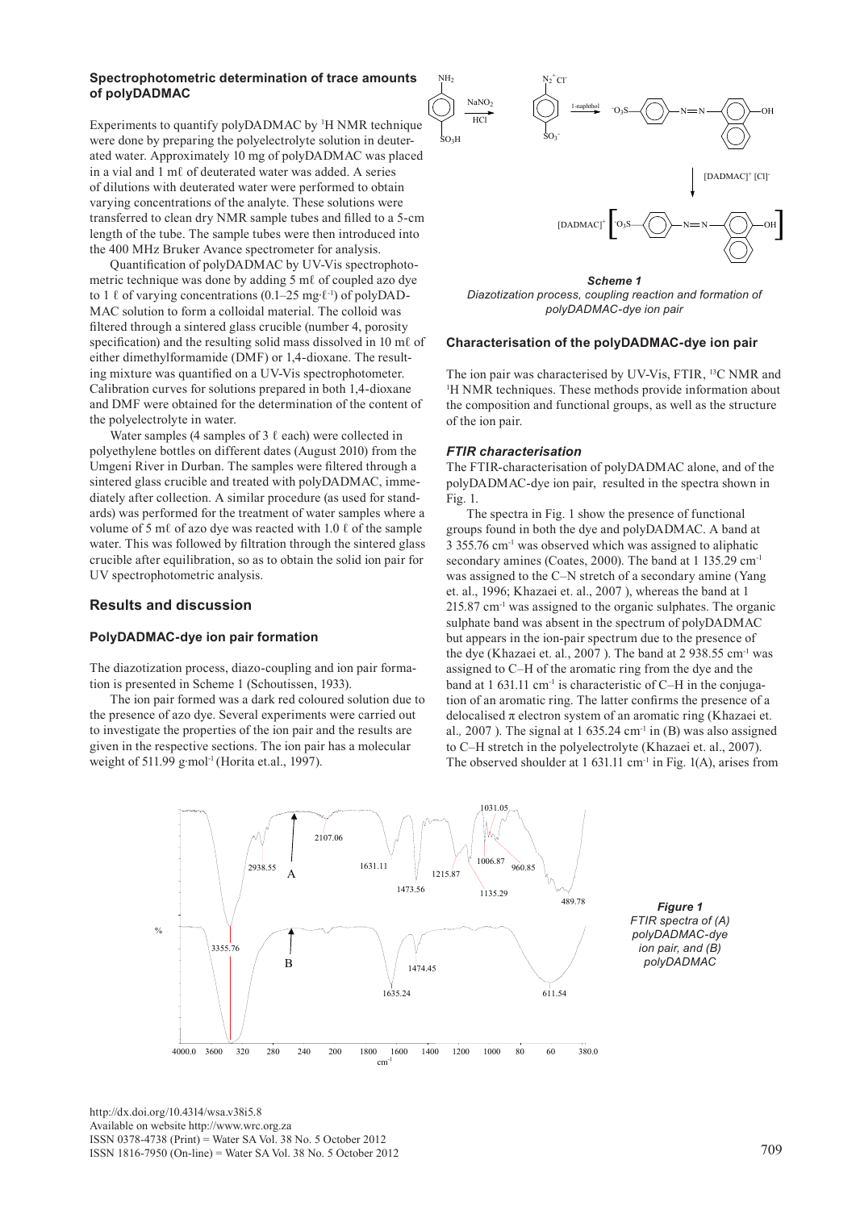### Spectrophotometric determination of trace amounts of polyDADMAC

Experiments to quantify polyDADMAC by [1]H NMR technique were done by preparing the polyelectrolyte solution in deuterated water. Approximately 10 mg of polyDADMAC was placed in a vial and 1 mℓ of deuterated water was added. A series of dilutions with deuterated water were performed to obtain varying concentrations of the analyte. These solutions were transferred to clean dry NMR sample tubes and filled to a 5-cm length of the tube. The sample tubes were then introduced into the 400 MHz Bruker Avance spectrometer for analysis.

Quantification of polyDADMAC by UV-Vis spectrophotometric technique was done by adding 5 mℓ of coupled azo dye to 1 ℓ of varying concentrations (0.1–25 mg·ℓ$^{-1}$) of polyDADMAC solution to form a colloidal material. The colloid was filtered through a sintered glass crucible (number 4, porosity specification) and the resulting solid mass dissolved in 10 mℓ of either dimethylformamide (DMF) or 1,4-dioxane. The resulting mixture was quantified on a UV-Vis spectrophotometer. Calibration curves for solutions prepared in both 1,4-dioxane and DMF were obtained for the determination of the content of the polyelectrolyte in water.

Water samples (4 samples of 3 ℓ each) were collected in polyethylene bottles on different dates (August 2010) from the Umgeni River in Durban. The samples were filtered through a sintered glass crucible and treated with polyDADMAC, immediately after collection. A similar procedure (as used for standards) was performed for the treatment of water samples where a volume of 5 mℓ of azo dye was reacted with 1.0 ℓ of the sample water. This was followed by filtration through the sintered glass crucible after equilibration, so as to obtain the solid ion pair for UV spectrophotometric analysis.

## Results and discussion

### PolyDADMAC-dye ion pair formation

The diazotization process, diazo-coupling and ion pair formation is presented in Scheme 1 (Schoutissen, 1933).

The ion pair formed was a dark red coloured solution due to the presence of azo dye. Several experiments were carried out to investigate the properties of the ion pair and the results are given in the respective sections. The ion pair has a molecular weight of 511.99 g·mol$^{-1}$ (Horita et.al., 1997).

***Scheme 1***
*Diazotization process, coupling reaction and formation of polyDADMAC-dye ion pair*

### Characterisation of the polyDADMAC-dye ion pair

The ion pair was characterised by UV-Vis, FTIR, [13]C NMR and [1]H NMR techniques. These methods provide information about the composition and functional groups, as well as the structure of the ion pair.

#### *FTIR characterisation*

The FTIR-characterisation of polyDADMAC alone, and of the polyDADMAC-dye ion pair, resulted in the spectra shown in Fig. 1.

The spectra in Fig. 1 show the presence of functional groups found in both the dye and polyDADMAC. A band at 3 355.76 cm$^{-1}$ was observed which was assigned to aliphatic secondary amines (Coates, 2000). The band at 1 135.29 cm$^{-1}$ was assigned to the C–N stretch of a secondary amine (Yang et. al., 1996; Khazaei et. al., 2007 ), whereas the band at 1 215.87 cm$^{-1}$ was assigned to the organic sulphates. The organic sulphate band was absent in the spectrum of polyDADMAC but appears in the ion-pair spectrum due to the presence of the dye (Khazaei et. al., 2007 ). The band at 2 938.55 cm$^{-1}$ was assigned to C–H of the aromatic ring from the dye and the band at 1 631.11 cm$^{-1}$ is characteristic of C–H in the conjugation of an aromatic ring. The latter confirms the presence of a delocalised π electron system of an aromatic ring (Khazaei et. al., 2007 ). The signal at 1 635.24 cm$^{-1}$ in (B) was also assigned to C–H stretch in the polyelectrolyte (Khazaei et. al., 2007). The observed shoulder at 1 631.11 cm$^{-1}$ in Fig. 1(A), arises from

***Figure 1***
*FTIR spectra of (A) polyDADMAC-dye ion pair, and (B) polyDADMAC*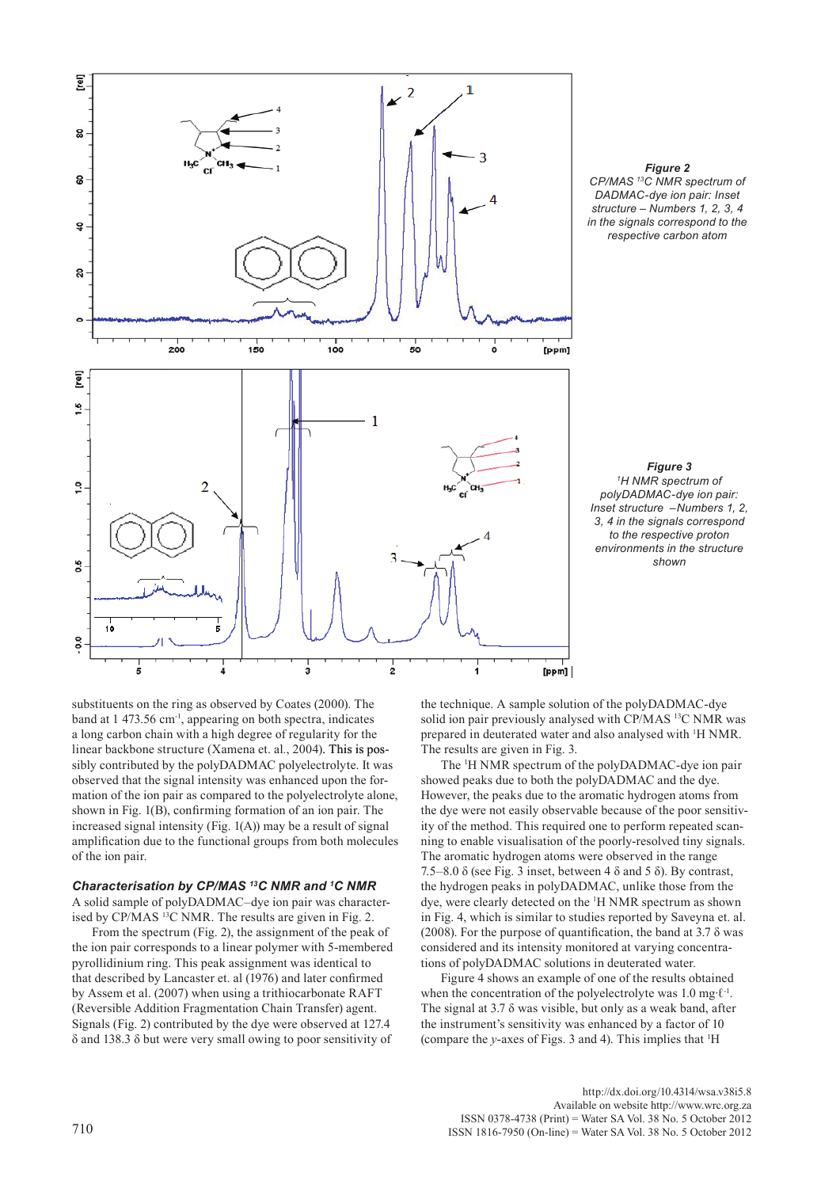*Figure 2*
*CP/MAS ¹³C NMR spectrum of DADMAC-dye ion pair: Inset structure – Numbers 1, 2, 3, 4 in the signals correspond to the respective carbon atom*

*Figure 3*
*¹H NMR spectrum of polyDADMAC-dye ion pair: Inset structure –Numbers 1, 2, 3, 4 in the signals correspond to the respective proton environments in the structure shown*

substituents on the ring as observed by Coates (2000). The band at 1 473.56 $cm^{-1}$, appearing on both spectra, indicates a long carbon chain with a high degree of regularity for the linear backbone structure (Xamena et. al., 2004). This is possibly contributed by the polyDADMAC polyelectrolyte. It was observed that the signal intensity was enhanced upon the formation of the ion pair as compared to the polyelectrolyte alone, shown in Fig. 1(B), confirming formation of an ion pair. The increased signal intensity (Fig. 1(A)) may be a result of signal amplification due to the functional groups from both molecules of the ion pair.

### *Characterisation by CP/MAS ¹³C NMR and ¹C NMR*

A solid sample of polyDADMAC–dye ion pair was characterised by CP/MAS ¹³C NMR. The results are given in Fig. 2.

From the spectrum (Fig. 2), the assignment of the peak of the ion pair corresponds to a linear polymer with 5-membered pyrollidinium ring. This peak assignment was identical to that described by Lancaster et. al (1976) and later confirmed by Assem et al. (2007) when using a trithiocarbonate RAFT (Reversible Addition Fragmentation Chain Transfer) agent. Signals (Fig. 2) contributed by the dye were observed at 127.4 δ and 138.3 δ but were very small owing to poor sensitivity of the technique. A sample solution of the polyDADMAC-dye solid ion pair previously analysed with CP/MAS ¹³C NMR was prepared in deuterated water and also analysed with ¹H NMR. The results are given in Fig. 3.

The ¹H NMR spectrum of the polyDADMAC-dye ion pair showed peaks due to both the polyDADMAC and the dye. However, the peaks due to the aromatic hydrogen atoms from the dye were not easily observable because of the poor sensitivity of the method. This required one to perform repeated scanning to enable visualisation of the poorly-resolved tiny signals. The aromatic hydrogen atoms were observed in the range 7.5–8.0 δ (see Fig. 3 inset, between 4 δ and 5 δ). By contrast, the hydrogen peaks in polyDADMAC, unlike those from the dye, were clearly detected on the ¹H NMR spectrum as shown in Fig. 4, which is similar to studies reported by Saveyna et. al. (2008). For the purpose of quantification, the band at 3.7 δ was considered and its intensity monitored at varying concentrations of polyDADMAC solutions in deuterated water.

Figure 4 shows an example of one of the results obtained when the concentration of the polyelectrolyte was 1.0 mg·$\ell^{-1}$. The signal at 3.7 δ was visible, but only as a weak band, after the instrument's sensitivity was enhanced by a factor of 10 (compare the *y*-axes of Figs. 3 and 4). This implies that ¹H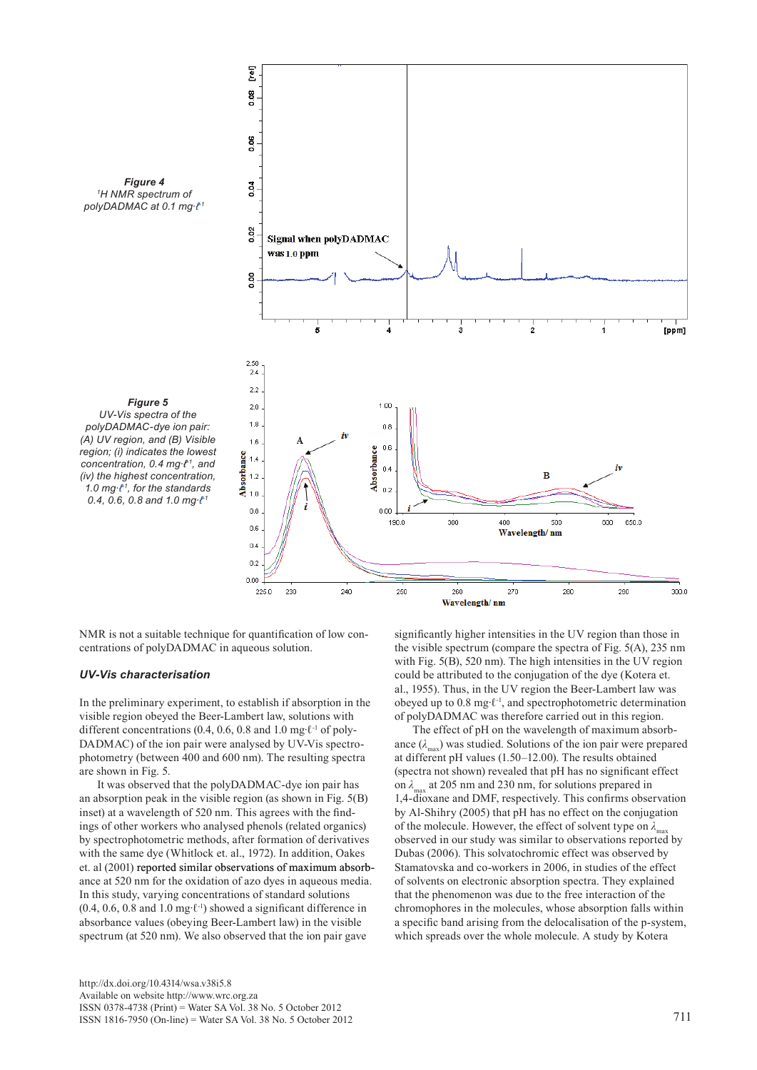**Figure 4**
*[1]H NMR spectrum of polyDADMAC at 0.1 mg·ℓ[-1]*

**Figure 5**
*UV-Vis spectra of the polyDADMAC-dye ion pair: (A) UV region, and (B) Visible region; (i) indicates the lowest concentration, 0.4 mg·ℓ[-1], and (iv) the highest concentration, 1.0 mg·ℓ[-1], for the standards 0.4, 0.6, 0.8 and 1.0 mg·ℓ[-1]*

NMR is not a suitable technique for quantification of low concentrations of polyDADMAC in aqueous solution.

### *UV-Vis characterisation*

In the preliminary experiment, to establish if absorption in the visible region obeyed the Beer-Lambert law, solutions with different concentrations (0.4, 0.6, 0.8 and 1.0 mg·ℓ[-1] of polyDADMAC) of the ion pair were analysed by UV-Vis spectrophotometry (between 400 and 600 nm). The resulting spectra are shown in Fig. 5.

It was observed that the polyDADMAC-dye ion pair has an absorption peak in the visible region (as shown in Fig. 5(B) inset) at a wavelength of 520 nm. This agrees with the findings of other workers who analysed phenols (related organics) by spectrophotometric methods, after formation of derivatives with the same dye (Whitlock et. al., 1972). In addition, Oakes et. al (2001) reported similar observations of maximum absorbance at 520 nm for the oxidation of azo dyes in aqueous media. In this study, varying concentrations of standard solutions (0.4, 0.6, 0.8 and 1.0 mg·ℓ[-1]) showed a significant difference in absorbance values (obeying Beer-Lambert law) in the visible spectrum (at 520 nm). We also observed that the ion pair gave significantly higher intensities in the UV region than those in the visible spectrum (compare the spectra of Fig. 5(A), 235 nm with Fig. 5(B), 520 nm). The high intensities in the UV region could be attributed to the conjugation of the dye (Kotera et. al., 1955). Thus, in the UV region the Beer-Lambert law was obeyed up to 0.8 mg·ℓ[-1], and spectrophotometric determination of polyDADMAC was therefore carried out in this region.

The effect of pH on the wavelength of maximum absorbance ($\lambda_{max}$) was studied. Solutions of the ion pair were prepared at different pH values (1.50–12.00). The results obtained (spectra not shown) revealed that pH has no significant effect on $\lambda_{max}$ at 205 nm and 230 nm, for solutions prepared in 1,4-dioxane and DMF, respectively. This confirms observation by Al-Shihry (2005) that pH has no effect on the conjugation of the molecule. However, the effect of solvent type on $\lambda_{max}$ observed in our study was similar to observations reported by Dubas (2006). This solvatochromic effect was observed by Stamatovska and co-workers in 2006, in studies of the effect of solvents on electronic absorption spectra. They explained that the phenomenon was due to the free interaction of the chromophores in the molecules, whose absorption falls within a specific band arising from the delocalisation of the p-system, which spreads over the whole molecule. A study by Kotera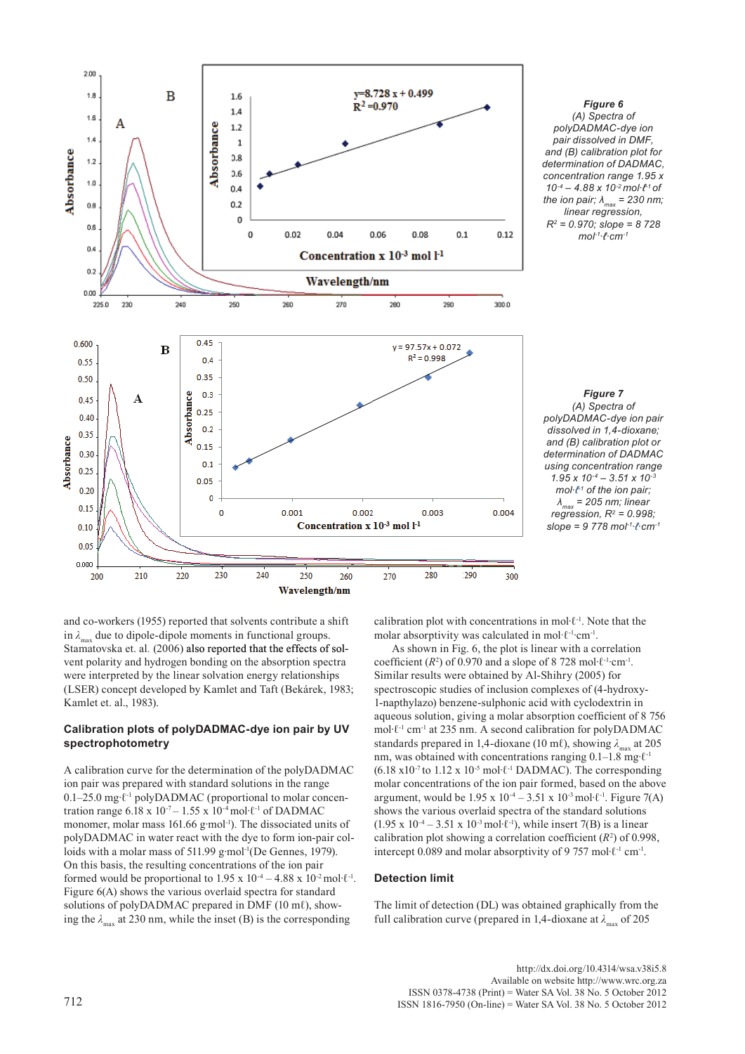**Figure 6**
*(A) Spectra of polyDADMAC-dye ion pair dissolved in DMF, and (B) calibration plot for determination of DADMAC, concentration range 1.95 x $10^{-4}$ – 4.88 x $10^{-2}$ mol·ℓ$^{-1}$ of the ion pair; $\lambda_{max}$ = 230 nm; linear regression, $R^2$ = 0.970; slope = 8 728 mol$^{-1}$·ℓ·cm$^{-1}$*

**Figure 7**
*(A) Spectra of polyDADMAC-dye ion pair dissolved in 1,4-dioxane; and (B) calibration plot or determination of DADMAC using concentration range 1.95 x $10^{-4}$ – 3.51 x $10^{-3}$ mol·ℓ$^{-1}$ of the ion pair; $\lambda_{max}$ = 205 nm; linear regression, $R^2$ = 0.998; slope = 9 778 mol$^{-1}$·ℓ·cm$^{-1}$*

and co-workers (1955) reported that solvents contribute a shift in $\lambda_{max}$ due to dipole-dipole moments in functional groups. Stamatovska et. al. (2006) also reported that the effects of solvent polarity and hydrogen bonding on the absorption spectra were interpreted by the linear solvation energy relationships (LSER) concept developed by Kamlet and Taft (Bekárek, 1983; Kamlet et. al., 1983).

## Calibration plots of polyDADMAC-dye ion pair by UV spectrophotometry

A calibration curve for the determination of the polyDADMAC ion pair was prepared with standard solutions in the range 0.1–25.0 mg·ℓ$^{-1}$ polyDADMAC (proportional to molar concentration range 6.18 x $10^{-7}$ – 1.55 x $10^{-4}$ mol·ℓ$^{-1}$ of DADMAC monomer, molar mass 161.66 g·mol$^{-1}$). The dissociated units of polyDADMAC in water react with the dye to form ion-pair colloids with a molar mass of 511.99 g·mol$^{-1}$(De Gennes, 1979). On this basis, the resulting concentrations of the ion pair formed would be proportional to 1.95 x $10^{-4}$ – 4.88 x $10^{-2}$ mol·ℓ$^{-1}$. Figure 6(A) shows the various overlaid spectra for standard solutions of polyDADMAC prepared in DMF (10 mℓ), showing the $\lambda_{max}$ at 230 nm, while the inset (B) is the corresponding calibration plot with concentrations in mol·ℓ$^{-1}$. Note that the molar absorptivity was calculated in mol·ℓ$^{-1}$·cm$^{-1}$.

As shown in Fig. 6, the plot is linear with a correlation coefficient ($R^2$) of 0.970 and a slope of 8 728 mol·ℓ$^{-1}$·cm$^{-1}$. Similar results were obtained by Al-Shihry (2005) for spectroscopic studies of inclusion complexes of (4-hydroxy-1-napthylazo) benzene-sulphonic acid with cyclodextrin in aqueous solution, giving a molar absorption coefficient of 8 756 mol·ℓ$^{-1}$ cm$^{-1}$ at 235 nm. A second calibration for polyDADMAC standards prepared in 1,4-dioxane (10 mℓ), showing $\lambda_{max}$ at 205 nm, was obtained with concentrations ranging 0.1–1.8 mg·ℓ$^{-1}$ (6.18 x$10^{-7}$ to 1.12 x $10^{-5}$ mol·ℓ$^{-1}$ DADMAC). The corresponding molar concentrations of the ion pair formed, based on the above argument, would be 1.95 $10^{-4}$ – 3.51 x $10^{-3}$ mol·ℓ$^{-1}$. Figure 7(A) shows the various overlaid spectra of the standard solutions (1.95 x $10^{-4}$ – 3.51 x $10^{-3}$ mol·ℓ$^{-1}$), while insert 7(B) is a linear calibration plot showing a correlation coefficient ($R^2$) of 0.998, intercept 0.089 and molar absorptivity of 9 757 mol·ℓ$^{-1}$ cm$^{-1}$.

## Detection limit

The limit of detection (DL) was obtained graphically from the full calibration curve (prepared in 1,4-dioxane at $\lambda_{max}$ of 205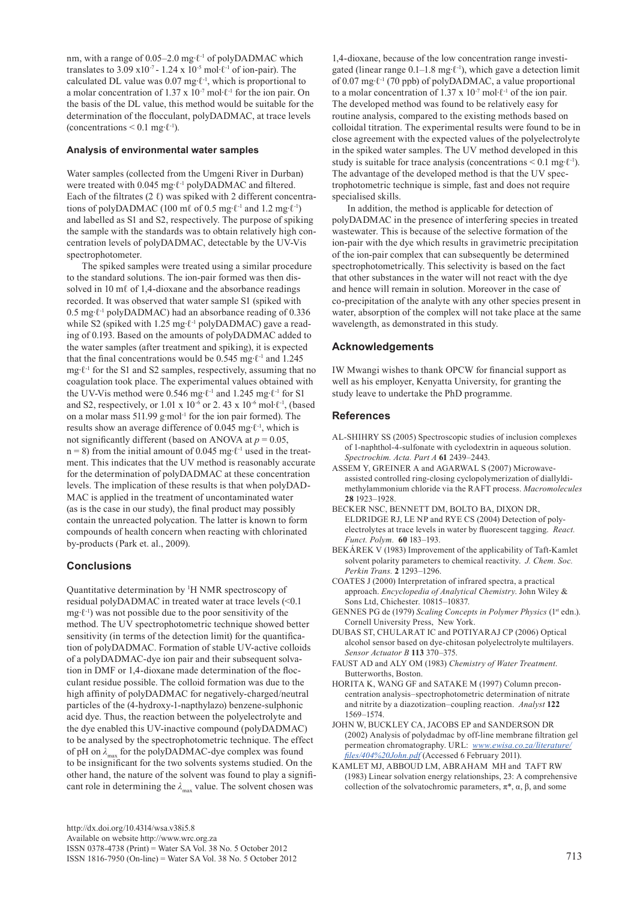nm, with a range of 0.05–2.0 mg·ℓ$^{-1}$ of polyDADMAC which translates to 3.09 x10$^{-7}$ - 1.24 x 10$^{-5}$ mol·ℓ$^{-1}$ of ion-pair). The calculated DL value was 0.07 mg·ℓ$^{-1}$, which is proportional to a molar concentration of 1.37 x 10$^{-7}$ mol·ℓ$^{-1}$ for the ion pair. On the basis of the DL value, this method would be suitable for the determination of the flocculant, polyDADMAC, at trace levels (concentrations < 0.1 mg·ℓ$^{-1}$).

### Analysis of environmental water samples

Water samples (collected from the Umgeni River in Durban) were treated with 0.045 mg·ℓ$^{-1}$ polyDADMAC and filtered. Each of the filtrates (2 ℓ) was spiked with 2 different concentrations of polyDADMAC (100 mℓ of 0.5 mg·ℓ$^{-1}$ and 1.2 mg·ℓ$^{-1}$) and labelled as S1 and S2, respectively. The purpose of spiking the sample with the standards was to obtain relatively high concentration levels of polyDADMAC, detectable by the UV-Vis spectrophotometer.

The spiked samples were treated using a similar procedure to the standard solutions. The ion-pair formed was then dissolved in 10 mℓ of 1,4-dioxane and the absorbance readings recorded. It was observed that water sample S1 (spiked with 0.5 mg·ℓ$^{-1}$ polyDADMAC) had an absorbance reading of 0.336 while S2 (spiked with 1.25 mg·ℓ$^{-1}$ polyDADMAC) gave a reading of 0.193. Based on the amounts of polyDADMAC added to the water samples (after treatment and spiking), it is expected that the final concentrations would be 0.545 mg·ℓ$^{-1}$ and 1.245 mg·ℓ$^{-1}$ for the S1 and S2 samples, respectively, assuming that no coagulation took place. The experimental values obtained with the UV-Vis method were 0.546 mg·ℓ$^{-1}$ and 1.245 mg·ℓ$^{-1}$ for S1 and S2, respectively, or 1.01 x 10$^{-6}$ or 2. 43 x 10$^{-6}$ mol·ℓ$^{-1}$, (based on a molar mass 511.99 g·mol$^{-1}$ for the ion pair formed). The results show an average difference of 0.045 mg·ℓ$^{-1}$, which is not significantly different (based on ANOVA at $p = 0.05$, $n = 8$) from the initial amount of 0.045 mg·ℓ$^{-1}$ used in the treatment. This indicates that the UV method is reasonably accurate for the determination of polyDADMAC at these concentration levels. The implication of these results is that when polyDADMAC is applied in the treatment of uncontaminated water (as is the case in our study), the final product may possibly contain the unreacted polycation. The latter is known to form compounds of health concern when reacting with chlorinated by-products (Park et. al., 2009).

## Conclusions

Quantitative determination by $^1$H NMR spectroscopy of residual polyDADMAC in treated water at trace levels (<0.1 mg·ℓ$^{-1}$) was not possible due to the poor sensitivity of the method. The UV spectrophotometric technique showed better sensitivity (in terms of the detection limit) for the quantification of polyDADMAC. Formation of stable UV-active colloids of a polyDADMAC-dye ion pair and their subsequent solvation in DMF or 1,4-dioxane made determination of the flocculant residue possible. The colloid formation was due to the high affinity of polyDADMAC for negatively-charged/neutral particles of the (4-hydroxy-1-napthylazo) benzene-sulphonic acid dye. Thus, the reaction between the polyelectrolyte and the dye enabled this UV-inactive compound (polyDADMAC) to be analysed by the spectrophotometric technique. The effect of pH on $\lambda_{max}$ for the polyDADMAC-dye complex was found to be insignificant for the two solvents systems studied. On the other hand, the nature of the solvent was found to play a significant role in determining the $\lambda_{max}$ value. The solvent chosen was 1,4-dioxane, because of the low concentration range investigated (linear range 0.1–1.8 mg·ℓ$^{-1}$), which gave a detection limit of 0.07 mg·ℓ$^{-1}$ (70 ppb) of polyDADMAC, a value proportional to a molar concentration of 1.37 x 10$^{-7}$ mol·ℓ$^{-1}$ of the ion pair. The developed method was found to be relatively easy for routine analysis, compared to the existing methods based on colloidal titration. The experimental results were found to be in close agreement with the expected values of the polyelectrolyte in the spiked water samples. The UV method developed in this study is suitable for trace analysis (concentrations < 0.1 mg·ℓ$^{-1}$). The advantage of the developed method is that the UV spectrophotometric technique is simple, fast and does not require specialised skills.

In addition, the method is applicable for detection of polyDADMAC in the presence of interfering species in treated wastewater. This is because of the selective formation of the ion-pair with the dye which results in gravimetric precipitation of the ion-pair complex that can subsequently be determined spectrophotometrically. This selectivity is based on the fact that other substances in the water will not react with the dye and hence will remain in solution. Moreover in the case of co-precipitation of the analyte with any other species present in water, absorption of the complex will not take place at the same wavelength, as demonstrated in this study.

## Acknowledgements

IW Mwangi wishes to thank OPCW for financial support as well as his employer, Kenyatta University, for granting the study leave to undertake the PhD programme.

## References

AL-SHIHRY SS (2005) Spectroscopic studies of inclusion complexes of 1-naphthol-4-sulfonate with cyclodextrin in aqueous solution. *Spectrochim. Acta. Part A* **61** 2439–2443.

ASSEM Y, GREINER A and AGARWAL S (2007) Microwave-assisted controlled ring-closing cyclopolymerization of diallyldimethylammonium chloride via the RAFT process. *Macromolecules* **28** 1923–1928.

BECKER NSC, BENNETT DM, BOLTO BA, DIXON DR, ELDRIDGE RJ, LE NP and RYE CS (2004) Detection of polyelectrolytes at trace levels in water by fluorescent tagging. *React. Funct. Polym.* **60** 183–193.

BEKÁREK V (1983) Improvement of the applicability of Taft-Kamlet solvent polarity parameters to chemical reactivity. *J. Chem. Soc. Perkin Trans.* **2** 1293–1296.

COATES J (2000) Interpretation of infrared spectra, a practical approach. *Encyclopedia of Analytical Chemistry*. John Wiley & Sons Ltd, Chichester. 10815–10837.

GENNES PG de (1979) *Scaling Concepts in Polymer Physics* (1st edn.). Cornell University Press, New York.

DUBAS ST, CHULARAT IC and POTIYARAJ CP (2006) Optical alcohol sensor based on dye-chitosan polyelectrolyte multilayers. *Sensor Actuator B* **113** 370–375.

FAUST AD and ALY OM (1983) *Chemistry of Water Treatment*. Butterworths, Boston.

HORITA K, WANG GF and SATAKE M (1997) Column preconcentration analysis–spectrophotometric determination of nitrate and nitrite by a diazotization–coupling reaction. *Analyst* **122** 1569–1574.

JOHN W, BUCKLEY CA, JACOBS EP and SANDERSON DR (2002) Analysis of polydadmac by off-line membrane filtration gel permeation chromatography. URL: www.ewisa.co.za/literature/files/404%20John.pdf (Accessed 6 February 2011).

KAMLET MJ, ABBOUD LM, ABRAHAM MH and TAFT RW (1983) Linear solvation energy relationships, 23: A comprehensive collection of the solvatochromic parameters, π*, α, β, and some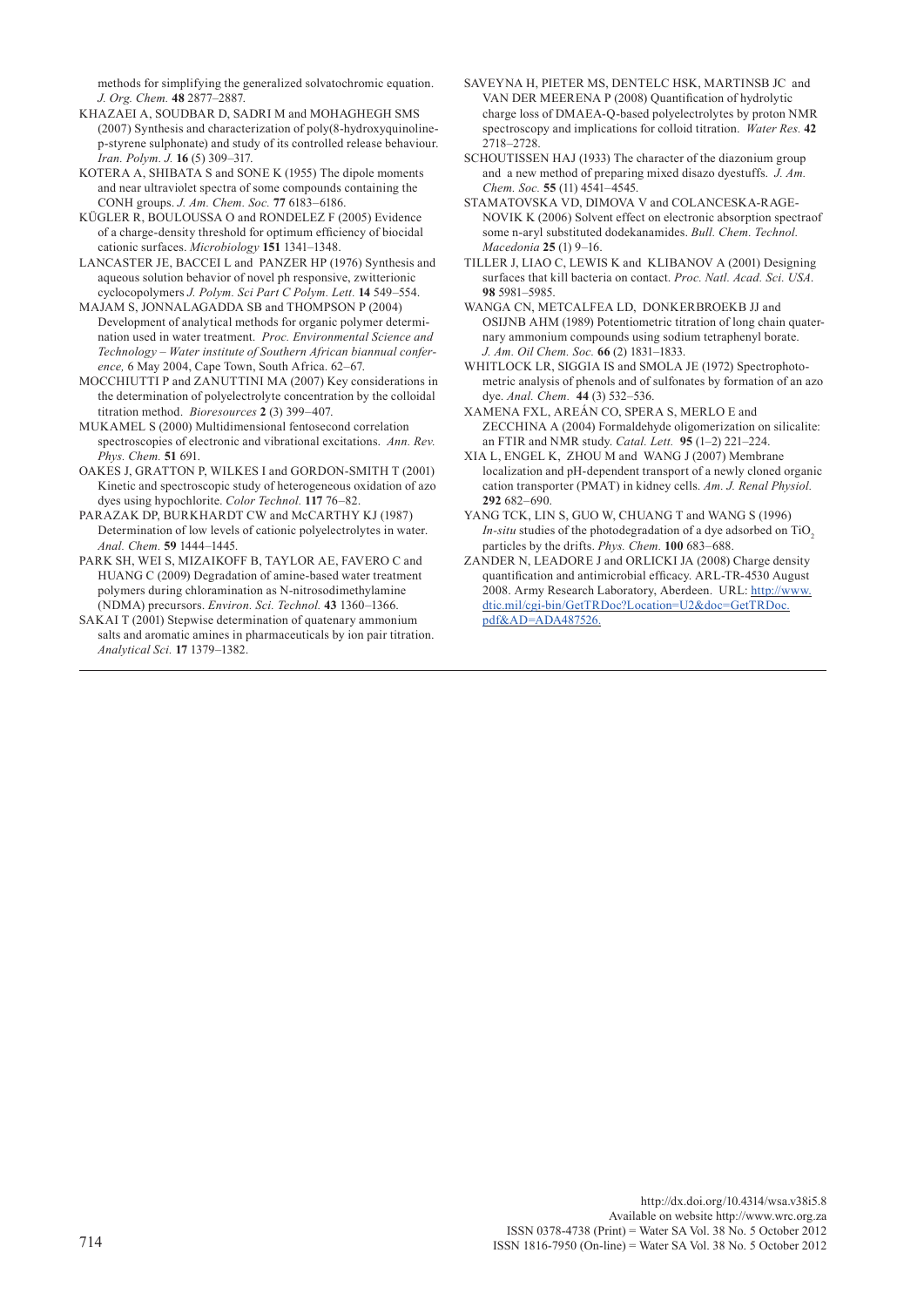methods for simplifying the generalized solvatochromic equation. *J. Org. Chem.* **48** 2877–2887.

KHAZAEI A, SOUDBAR D, SADRI M and MOHAGHEGH SMS (2007) Synthesis and characterization of poly(8-hydroxyquinoline-p-styrene sulphonate) and study of its controlled release behaviour. *Iran. Polym. J.* **16** (5) 309–317.

KOTERA A, SHIBATA S and SONE K (1955) The dipole moments and near ultraviolet spectra of some compounds containing the CONH groups. *J. Am. Chem. Soc.* **77** 6183–6186.

KÜGLER R, BOULOUSSA O and RONDELEZ F (2005) Evidence of a charge-density threshold for optimum efficiency of biocidal cationic surfaces. *Microbiology* **151** 1341–1348.

LANCASTER JE, BACCEI L and PANZER HP (1976) Synthesis and aqueous solution behavior of novel ph responsive, zwitterionic cyclocopolymers *J. Polym. Sci Part C Polym. Lett.* **14** 549–554.

MAJAM S, JONNALAGADDA SB and THOMPSON P (2004) Development of analytical methods for organic polymer determination used in water treatment. *Proc. Environmental Science and Technology – Water institute of Southern African biannual conference,* 6 May 2004, Cape Town, South Africa. 62–67.

MOCCHIUTTI P and ZANUTTINI MA (2007) Key considerations in the determination of polyelectrolyte concentration by the colloidal titration method. *Bioresources* **2** (3) 399–407.

MUKAMEL S (2000) Multidimensional fentosecond correlation spectroscopies of electronic and vibrational excitations. *Ann. Rev. Phys. Chem.* **51** 691.

OAKES J, GRATTON P, WILKES I and GORDON-SMITH T (2001) Kinetic and spectroscopic study of heterogeneous oxidation of azo dyes using hypochlorite. *Color Technol.* **117** 76–82.

PARAZAK DP, BURKHARDT CW and McCARTHY KJ (1987) Determination of low levels of cationic polyelectrolytes in water. *Anal. Chem.* **59** 1444–1445.

PARK SH, WEI S, MIZAIKOFF B, TAYLOR AE, FAVERO C and HUANG C (2009) Degradation of amine-based water treatment polymers during chloramination as N-nitrosodimethylamine (NDMA) precursors. *Environ. Sci. Technol.* **43** 1360–1366.

SAKAI T (2001) Stepwise determination of quatenary ammonium salts and aromatic amines in pharmaceuticals by ion pair titration. *Analytical Sci.* **17** 1379–1382.

SAVEYNA H, PIETER MS, DENTELC HSK, MARTINSB JC and VAN DER MEERENA P (2008) Quantification of hydrolytic charge loss of DMAEA-Q-based polyelectrolytes by proton NMR spectroscopy and implications for colloid titration. *Water Res.* **42** 2718–2728.

SCHOUTISSEN HAJ (1933) The character of the diazonium group and a new method of preparing mixed disazo dyestuffs. *J. Am. Chem. Soc.* **55** (11) 4541–4545.

STAMATOVSKA VD, DIMOVA V and COLANCESKA-RAGENOVIK K (2006) Solvent effect on electronic absorption spectraof some n-aryl substituted dodekanamides. *Bull. Chem. Technol. Macedonia* **25** (1) 9–16.

TILLER J, LIAO C, LEWIS K and KLIBANOV A (2001) Designing surfaces that kill bacteria on contact. *Proc. Natl. Acad. Sci. USA*. **98** 5981–5985.

WANGA CN, METCALFEA LD, DONKERBROEKB JJ and OSIJNB AHM (1989) Potentiometric titration of long chain quaternary ammonium compounds using sodium tetraphenyl borate. *J. Am. Oil Chem. Soc.* **66** (2) 1831–1833.

WHITLOCK LR, SIGGIA IS and SMOLA JE (1972) Spectrophotometric analysis of phenols and of sulfonates by formation of an azo dye. *Anal. Chem.* **44** (3) 532–536.

XAMENA FXL, AREÁN CO, SPERA S, MERLO E and ZECCHINA A (2004) Formaldehyde oligomerization on silicalite: an FTIR and NMR study. *Catal. Lett.* **95** (1–2) 221–224.

XIA L, ENGEL K, ZHOU M and WANG J (2007) Membrane localization and pH-dependent transport of a newly cloned organic cation transporter (PMAT) in kidney cells. *Am. J. Renal Physiol.* **292** 682–690.

YANG TCK, LIN S, GUO W, CHUANG T and WANG S (1996) *In-situ* studies of the photodegradation of a dye adsorbed on $TiO_2$ particles by the drifts. *Phys. Chem.* **100** 683–688.

ZANDER N, LEADORE J and ORLICKI JA (2008) Charge density quantification and antimicrobial efficacy. ARL-TR-4530 August 2008. Army Research Laboratory, Aberdeen. URL: http://www.dtic.mil/cgi-bin/GetTRDoc?Location=U2&doc=GetTRDoc.pdf&AD=ADA487526.